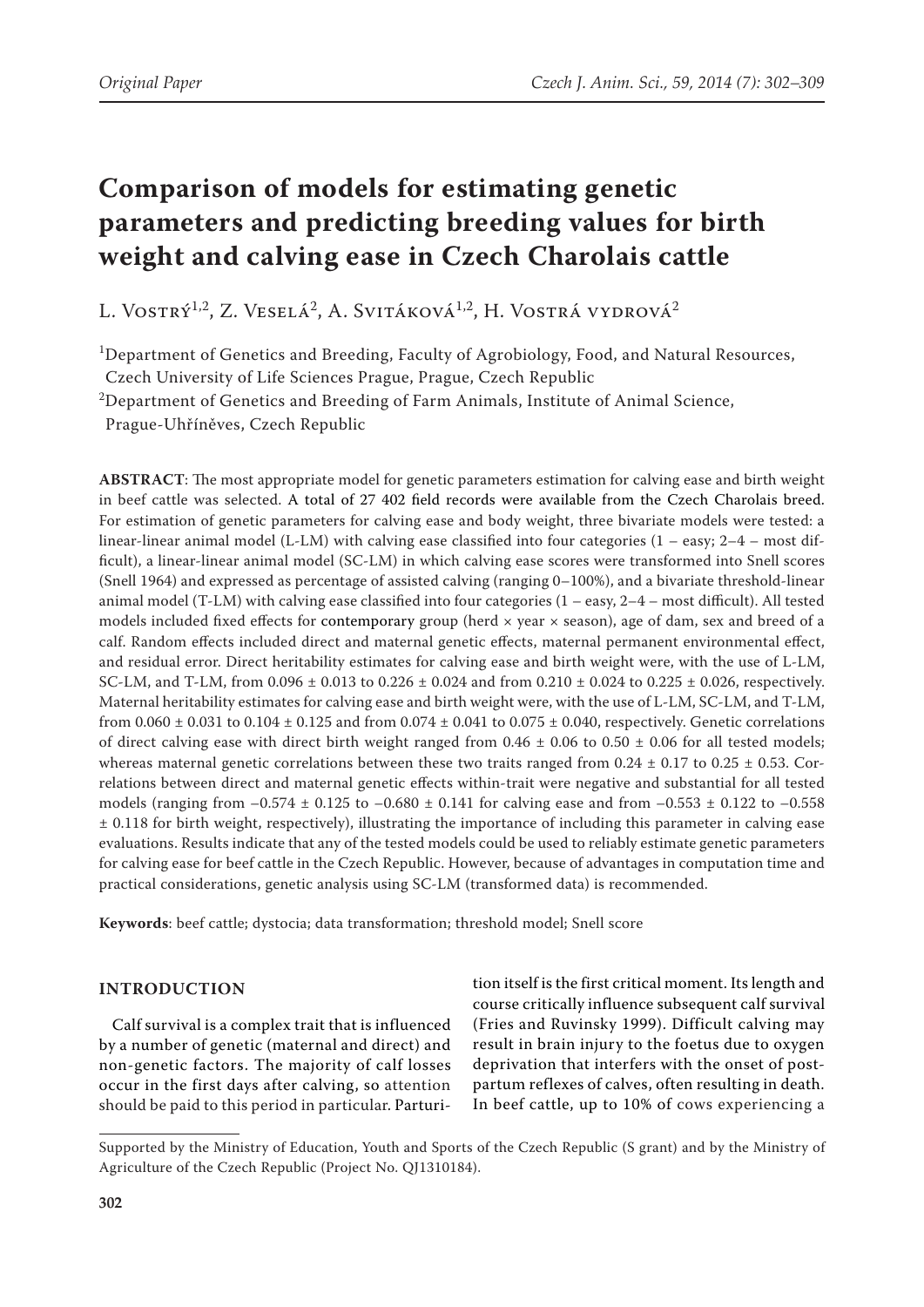Original Paper

# Comparison of models for estimating genetic parameters and predicting breeding values for birth weight and calving ease in Czech Charolais cattle

L. Vostrý[1,2], Z. Veselá[2], A. Svitáková[1,2], H. Vostrá vydrová[2]

[1]Department of Genetics and Breeding, Faculty of Agrobiology, Food, and Natural Resources, Czech University of Life Sciences Prague, Prague, Czech Republic

[2]Department of Genetics and Breeding of Farm Animals, Institute of Animal Science, Prague-Uhříněves, Czech Republic

**ABSTRACT**: The most appropriate model for genetic parameters estimation for calving ease and birth weight in beef cattle was selected. A total of 27 402 field records were available from the Czech Charolais breed. For estimation of genetic parameters for calving ease and body weight, three bivariate models were tested: a linear-linear animal model (L-LM) with calving ease classified into four categories (1 – easy; 2–4 – most difficult), a linear-linear animal model (SC-LM) in which calving ease scores were transformed into Snell scores (Snell 1964) and expressed as percentage of assisted calving (ranging 0–100%), and a bivariate threshold-linear animal model (T-LM) with calving ease classified into four categories (1 – easy, 2–4 – most difficult). All tested models included fixed effects for contemporary group (herd × year × season), age of dam, sex and breed of a calf. Random effects included direct and maternal genetic effects, maternal permanent environmental effect, and residual error. Direct heritability estimates for calving ease and birth weight were, with the use of L-LM, SC-LM, and T-LM, from 0.096 ± 0.013 to 0.226 ± 0.024 and from 0.210 ± 0.024 to 0.225 ± 0.026, respectively. Maternal heritability estimates for calving ease and birth weight were, with the use of L-LM, SC-LM, and T-LM, from 0.060 ± 0.031 to 0.104 ± 0.125 and from 0.074 ± 0.041 to 0.075 ± 0.040, respectively. Genetic correlations of direct calving ease with direct birth weight ranged from 0.46 ± 0.06 to 0.50 ± 0.06 for all tested models; whereas maternal genetic correlations between these two traits ranged from 0.24 ± 0.17 to 0.25 ± 0.53. Correlations between direct and maternal genetic effects within-trait were negative and substantial for all tested models (ranging from −0.574 ± 0.125 to −0.680 ± 0.141 for calving ease and from −0.553 ± 0.122 to −0.558 ± 0.118 for birth weight, respectively), illustrating the importance of including this parameter in calving ease evaluations. Results indicate that any of the tested models could be used to reliably estimate genetic parameters for calving ease for beef cattle in the Czech Republic. However, because of advantages in computation time and practical considerations, genetic analysis using SC-LM (transformed data) is recommended.

**Keywords**: beef cattle; dystocia; data transformation; threshold model; Snell score

## INTRODUCTION

Calf survival is a complex trait that is influenced by a number of genetic (maternal and direct) and non-genetic factors. The majority of calf losses occur in the first days after calving, so attention should be paid to this period in particular. Parturition itself is the first critical moment. Its length and course critically influence subsequent calf survival (Fries and Ruvinsky 1999). Difficult calving may result in brain injury to the foetus due to oxygen deprivation that interfers with the onset of post-partum reflexes of calves, often resulting in death. In beef cattle, up to 10% of cows experiencing a

Supported by the Ministry of Education, Youth and Sports of the Czech Republic (S grant) and by the Ministry of Agriculture of the Czech Republic (Project No. QJ1310184).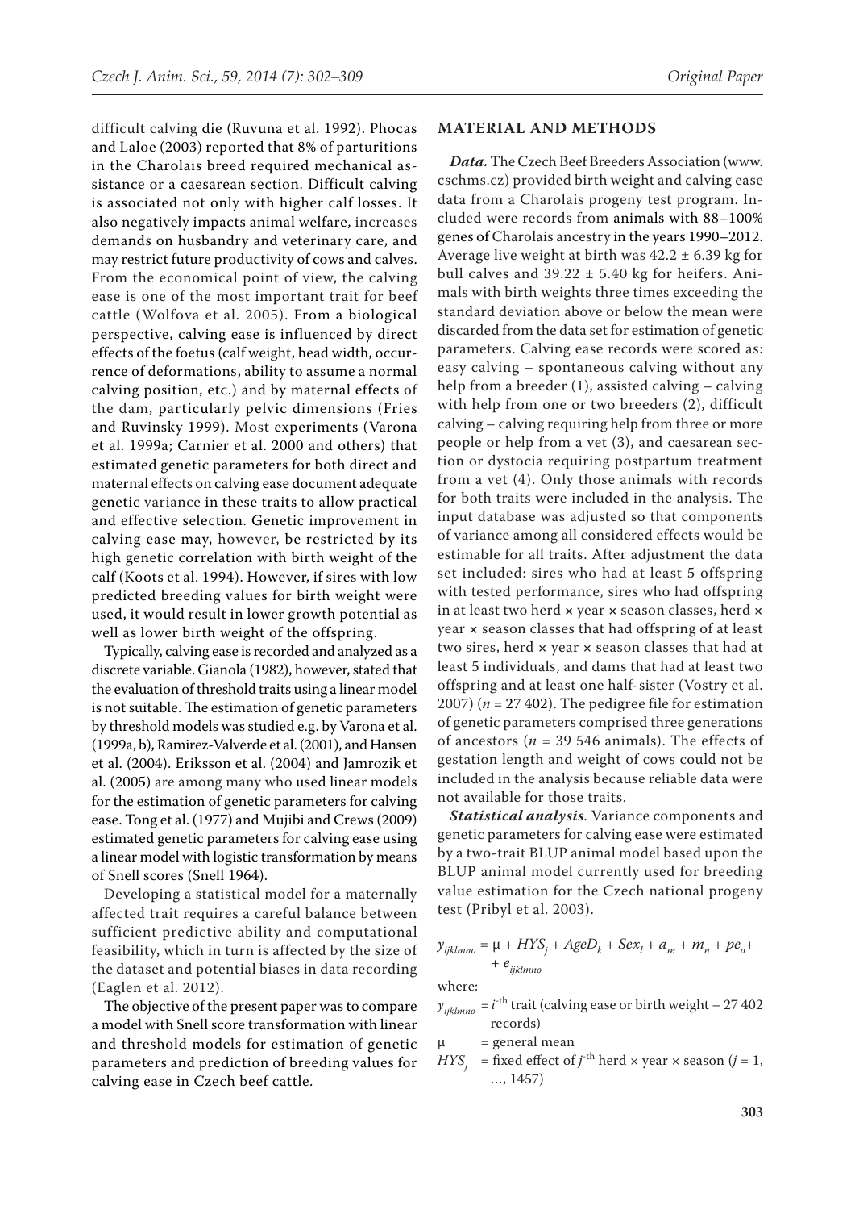difficult calving die (Ruvuna et al. 1992). Phocas and Laloe (2003) reported that 8% of parturitions in the Charolais breed required mechanical assistance or a caesarean section. Difficult calving is associated not only with higher calf losses. It also negatively impacts animal welfare, increases demands on husbandry and veterinary care, and may restrict future productivity of cows and calves. From the economical point of view, the calving ease is one of the most important trait for beef cattle (Wolfova et al. 2005). From a biological perspective, calving ease is influenced by direct effects of the foetus (calf weight, head width, occurrence of deformations, ability to assume a normal calving position, etc.) and by maternal effects of the dam, particularly pelvic dimensions (Fries and Ruvinsky 1999). Most experiments (Varona et al. 1999a; Carnier et al. 2000 and others) that estimated genetic parameters for both direct and maternal effects on calving ease document adequate genetic variance in these traits to allow practical and effective selection. Genetic improvement in calving ease may, however, be restricted by its high genetic correlation with birth weight of the calf (Koots et al. 1994). However, if sires with low predicted breeding values for birth weight were used, it would result in lower growth potential as well as lower birth weight of the offspring.

Typically, calving ease is recorded and analyzed as a discrete variable. Gianola (1982), however, stated that the evaluation of threshold traits using a linear model is not suitable. The estimation of genetic parameters by threshold models was studied e.g. by Varona et al. (1999a, b), Ramirez-Valverde et al. (2001), and Hansen et al. (2004). Eriksson et al. (2004) and Jamrozik et al. (2005) are among many who used linear models for the estimation of genetic parameters for calving ease. Tong et al. (1977) and Mujibi and Crews (2009) estimated genetic parameters for calving ease using a linear model with logistic transformation by means of Snell scores (Snell 1964).

Developing a statistical model for a maternally affected trait requires a careful balance between sufficient predictive ability and computational feasibility, which in turn is affected by the size of the dataset and potential biases in data recording (Eaglen et al. 2012).

The objective of the present paper was to compare a model with Snell score transformation with linear and threshold models for estimation of genetic parameters and prediction of breeding values for calving ease in Czech beef cattle.

## MATERIAL AND METHODS

***Data.*** The Czech Beef Breeders Association (www.cschms.cz) provided birth weight and calving ease data from a Charolais progeny test program. Included were records from animals with 88–100% genes of Charolais ancestry in the years 1990–2012. Average live weight at birth was 42.2 ± 6.39 kg for bull calves and 39.22 ± 5.40 kg for heifers. Animals with birth weights three times exceeding the standard deviation above or below the mean were discarded from the data set for estimation of genetic parameters. Calving ease records were scored as: easy calving – spontaneous calving without any help from a breeder (1), assisted calving – calving with help from one or two breeders (2), difficult calving – calving requiring help from three or more people or help from a vet (3), and caesarean section or dystocia requiring postpartum treatment from a vet (4). Only those animals with records for both traits were included in the analysis. The input database was adjusted so that components of variance among all considered effects would be estimable for all traits. After adjustment the data set included: sires who had at least 5 offspring with tested performance, sires who had offspring in at least two herd × year × season classes, herd × year × season classes that had offspring of at least two sires, herd × year × season classes that had at least 5 individuals, and dams that had at least two offspring and at least one half-sister (Vostry et al. 2007) ($n$ = 27 402). The pedigree file for estimation of genetic parameters comprised three generations of ancestors ($n$ = 39 546 animals). The effects of gestation length and weight of cows could not be included in the analysis because reliable data were not available for those traits.

***Statistical analysis.*** Variance components and genetic parameters for calving ease were estimated by a two-trait BLUP animal model based upon the BLUP animal model currently used for breeding value estimation for the Czech national progeny test (Pribyl et al. 2003).

$$y_{ijklmno} = \mu + HYS_j + AgeD_k + Sex_l + a_m + m_n + pe_o + e_{ijklmno}$$

where:

$y_{ijklmno}$ = $i^{\text{th}}$ trait (calving ease or birth weight – 27 402 records)

$\mu$ = general mean

$HYS_j$ = fixed effect of $j^{\text{th}}$ herd × year × season ($j$ = 1, …, 1457)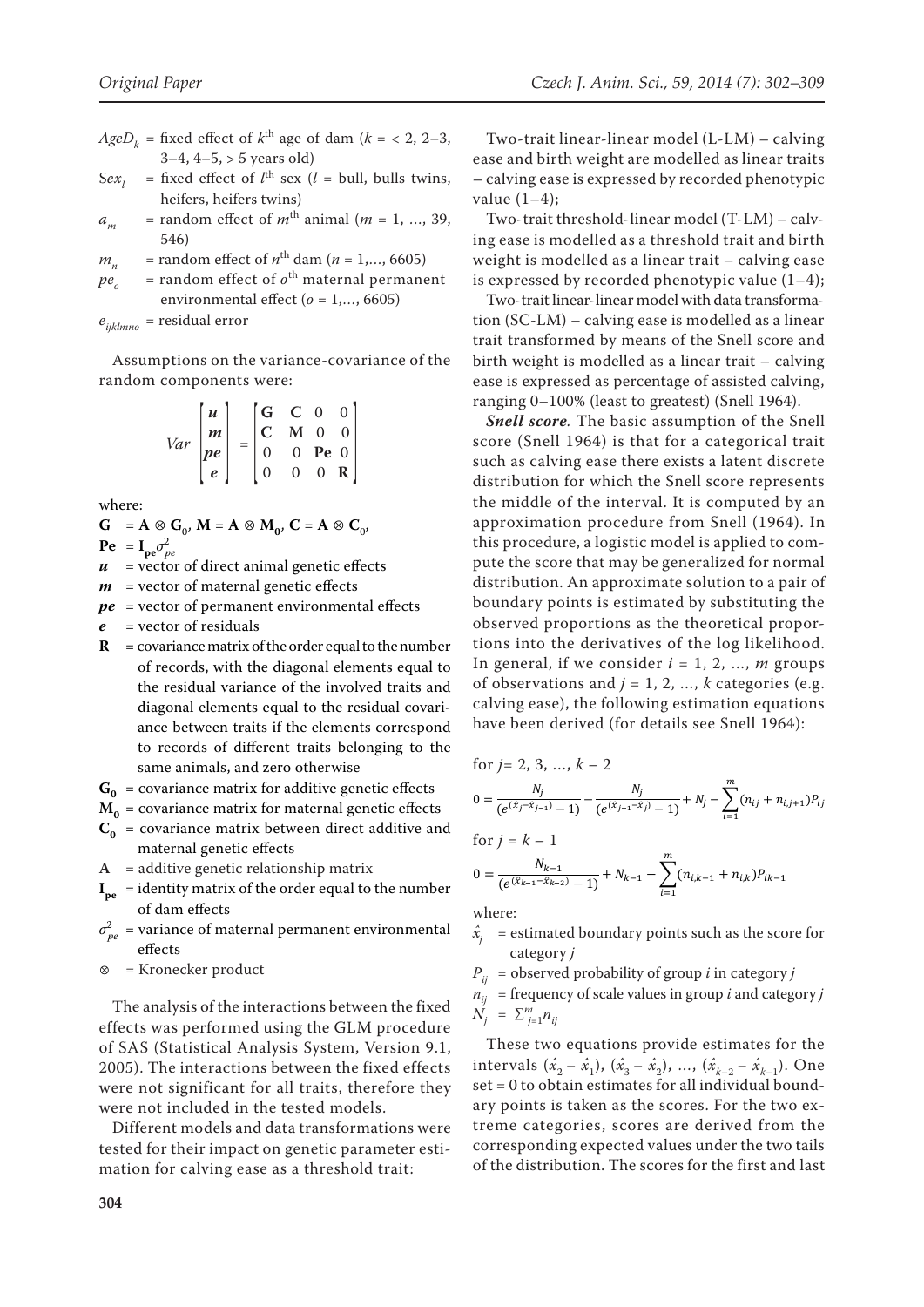$AgeD_k$ = fixed effect of $k^{th}$ age of dam ($k$ = < 2, 2–3, 3–4, 4–5, > 5 years old)

$Sex_l$ = fixed effect of $l^{th}$ sex ($l$ = bull, bulls twins, heifers, heifers twins)

$a_m$ = random effect of $m^{th}$ animal ($m$ = 1, ..., 39, 546)

$m_n$ = random effect of $n^{th}$ dam ($n$ = 1,..., 6605)

$pe_o$ = random effect of $o^{th}$ maternal permanent environmental effect ($o$ = 1,..., 6605)

$e_{ijklmno}$ = residual error

Assumptions on the variance-covariance of the random components were:

$$Var\begin{bmatrix} \boldsymbol{u} \\ \boldsymbol{m} \\ \boldsymbol{pe} \\ \boldsymbol{e} \end{bmatrix} = \begin{bmatrix} \mathbf{G} & \mathbf{C} & 0 & 0 \\ \mathbf{C} & \mathbf{M} & 0 & 0 \\ 0 & 0 & \mathbf{Pe} & 0 \\ 0 & 0 & 0 & \mathbf{R} \end{bmatrix}$$

where:

$\mathbf{G} = \mathbf{A} \otimes \mathbf{G}_0$, $\mathbf{M} = \mathbf{A} \otimes \mathbf{M}_0$, $\mathbf{C} = \mathbf{A} \otimes \mathbf{C}_0$,

$\mathbf{Pe} = \mathbf{I_{pe}}\sigma^2_{pe}$

$\boldsymbol{u}$ = vector of direct animal genetic effects

$\boldsymbol{m}$ = vector of maternal genetic effects

$\boldsymbol{pe}$ = vector of permanent environmental effects

$\boldsymbol{e}$ = vector of residuals

$\mathbf{R}$ = covariance matrix of the order equal to the number of records, with the diagonal elements equal to the residual variance of the involved traits and diagonal elements equal to the residual covariance between traits if the elements correspond to records of different traits belonging to the same animals, and zero otherwise

$\mathbf{G_0}$ = covariance matrix for additive genetic effects

$\mathbf{M_0}$ = covariance matrix for maternal genetic effects

$\mathbf{C_0}$ = covariance matrix between direct additive and maternal genetic effects

$\mathbf{A}$ = additive genetic relationship matrix

$\mathbf{I_{pe}}$ = identity matrix of the order equal to the number of dam effects

$\sigma^2_{pe}$ = variance of maternal permanent environmental effects

$\otimes$ = Kronecker product

The analysis of the interactions between the fixed effects was performed using the GLM procedure of SAS (Statistical Analysis System, Version 9.1, 2005). The interactions between the fixed effects were not significant for all traits, therefore they were not included in the tested models.

Different models and data transformations were tested for their impact on genetic parameter estimation for calving ease as a threshold trait:

Two-trait linear-linear model (L-LM) – calving ease and birth weight are modelled as linear traits – calving ease is expressed by recorded phenotypic value (1–4);

Two-trait threshold-linear model (T-LM) – calving ease is modelled as a threshold trait and birth weight is modelled as a linear trait – calving ease is expressed by recorded phenotypic value (1–4);

Two-trait linear-linear model with data transformation (SC-LM) – calving ease is modelled as a linear trait transformed by means of the Snell score and birth weight is modelled as a linear trait – calving ease is expressed as percentage of assisted calving, ranging 0–100% (least to greatest) (Snell 1964).

***Snell score***. The basic assumption of the Snell score (Snell 1964) is that for a categorical trait such as calving ease there exists a latent discrete distribution for which the Snell score represents the middle of the interval. It is computed by an approximation procedure from Snell (1964). In this procedure, a logistic model is applied to compute the score that may be generalized for normal distribution. An approximate solution to a pair of boundary points is estimated by substituting the observed proportions as the theoretical proportions into the derivatives of the log likelihood. In general, if we consider $i$ = 1, 2, ..., $m$ groups of observations and $j$ = 1, 2, ..., $k$ categories (e.g. calving ease), the following estimation equations have been derived (for details see Snell 1964):

for $j$ = 2, 3, ..., $k$ – 2

$$0 = \frac{N_j}{(e^{(\hat{x}_j - \hat{x}_{j-1})} - 1)} - \frac{N_j}{(e^{(\hat{x}_{j+1} - \hat{x}_j)} - 1)} + N_j - \sum_{i=1}^{m}(n_{ij} + n_{i,j+1})P_{ij}$$

for $j$ = $k$ – 1

$$0 = \frac{N_{k-1}}{(e^{(\hat{x}_{k-1} - \hat{x}_{k-2})} - 1)} + N_{k-1} - \sum_{i=1}^{m}(n_{i,k-1} + n_{i,k})P_{ik-1}$$

where:

$\hat{x}_j$ = estimated boundary points such as the score for category $j$

$P_{ij}$ = observed probability of group $i$ in category $j$

$n_{ij}$ = frequency of scale values in group $i$ and category $j$

$N_j$ = $\sum_{j=1}^{m} n_{ij}$

These two equations provide estimates for the intervals $(\hat{x}_2 - \hat{x}_1)$, $(\hat{x}_3 - \hat{x}_2)$, ..., $(\hat{x}_{k-2} - \hat{x}_{k-1})$. One set = 0 to obtain estimates for all individual boundary points is taken as the scores. For the two extreme categories, scores are derived from the corresponding expected values under the two tails of the distribution. The scores for the first and last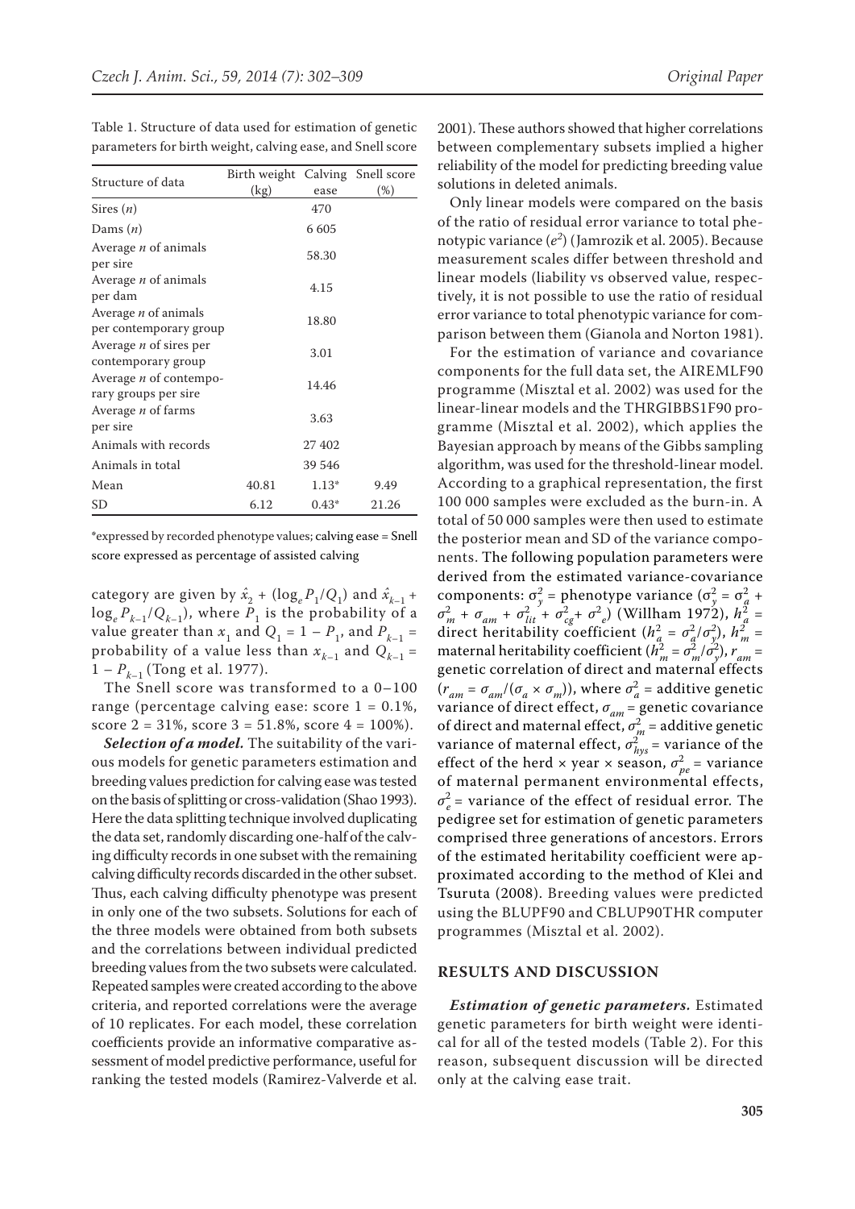Table 1. Structure of data used for estimation of genetic parameters for birth weight, calving ease, and Snell score

| Structure of data | Birth weight (kg) | Calving ease | Snell score (%) |
|---|---|---|---|
| Sires ($n$) | | 470 | |
| Dams ($n$) | | 6 605 | |
| Average $n$ of animals per sire | | 58.30 | |
| Average $n$ of animals per dam | | 4.15 | |
| Average $n$ of animals per contemporary group | | 18.80 | |
| Average $n$ of sires per contemporary group | | 3.01 | |
| Average $n$ of contemporary groups per sire | | 14.46 | |
| Average $n$ of farms per sire | | 3.63 | |
| Animals with records | | 27 402 | |
| Animals in total | | 39 546 | |
| Mean | 40.81 | 1.13* | 9.49 |
| SD | 6.12 | 0.43* | 21.26 |

*expressed by recorded phenotype values; calving ease = Snell score expressed as percentage of assisted calving

category are given by $\hat{x}_2 + (\log_e P_1/Q_1)$ and $\hat{x}_{k-1} + \log_e P_{k-1}/Q_{k-1})$, where $P_1$ is the probability of a value greater than $x_1$ and $Q_1 = 1 - P_1$, and $P_{k-1}$ = probability of a value less than $x_{k-1}$ and $Q_{k-1} = 1 - P_{k-1}$ (Tong et al. 1977).

The Snell score was transformed to a 0–100 range (percentage calving ease: score 1 = 0.1%, score 2 = 31%, score 3 = 51.8%, score 4 = 100%).

***Selection of a model.*** The suitability of the various models for genetic parameters estimation and breeding values prediction for calving ease was tested on the basis of splitting or cross-validation (Shao 1993). Here the data splitting technique involved duplicating the data set, randomly discarding one-half of the calving difficulty records in one subset with the remaining calving difficulty records discarded in the other subset. Thus, each calving difficulty phenotype was present in only one of the two subsets. Solutions for each of the three models were obtained from both subsets and the correlations between individual predicted breeding values from the two subsets were calculated. Repeated samples were created according to the above criteria, and reported correlations were the average of 10 replicates. For each model, these correlation coefficients provide an informative comparative assessment of model predictive performance, useful for ranking the tested models (Ramirez-Valverde et al. 2001). These authors showed that higher correlations between complementary subsets implied a higher reliability of the model for predicting breeding value solutions in deleted animals.

Only linear models were compared on the basis of the ratio of residual error variance to total phenotypic variance ($e^2$) (Jamrozik et al. 2005). Because measurement scales differ between threshold and linear models (liability vs observed value, respectively, it is not possible to use the ratio of residual error variance to total phenotypic variance for comparison between them (Gianola and Norton 1981).

For the estimation of variance and covariance components for the full data set, the AIREMLF90 programme (Misztal et al. 2002) was used for the linear-linear models and the THRGIBBS1F90 programme (Misztal et al. 2002), which applies the Bayesian approach by means of the Gibbs sampling algorithm, was used for the threshold-linear model. According to a graphical representation, the first 100 000 samples were excluded as the burn-in. A total of 50 000 samples were then used to estimate the posterior mean and SD of the variance components. The following population parameters were derived from the estimated variance-covariance components: $\sigma^2_y$ = phenotype variance ($\sigma^2_y = \sigma^2_a + \sigma^2_m + \sigma_{am} + \sigma^2_{lit} + \sigma^2_{cg} + \sigma^2_e$) (Willham 1972), $h^2_a$ = direct heritability coefficient ($h^2_a = \sigma^2_a/\sigma^2_y$), $h^2_m$ = maternal heritability coefficient ($h^2_m = \sigma^2_m/\sigma^2_y$), $r_{am}$ = genetic correlation of direct and maternal effects ($r_{am} = \sigma_{am}/(\sigma_a \times \sigma_m)$), where $\sigma^2_a$ = additive genetic variance of direct effect, $\sigma_{am}$ = genetic covariance of direct and maternal effect, $\sigma^2_m$ = additive genetic variance of maternal effect, $\sigma^2_{hys}$ = variance of the effect of the herd × year × season, $\sigma^2_{pe}$ = variance of maternal permanent environmental effects, $\sigma^2_e$ = variance of the effect of residual error. The pedigree set for estimation of genetic parameters comprised three generations of ancestors. Errors of the estimated heritability coefficient were approximated according to the method of Klei and Tsuruta (2008). Breeding values were predicted using the BLUPF90 and CBLUP90THR computer programmes (Misztal et al. 2002).

## RESULTS AND DISCUSSION

***Estimation of genetic parameters.*** Estimated genetic parameters for birth weight were identical for all of the tested models (Table 2). For this reason, subsequent discussion will be directed only at the calving ease trait.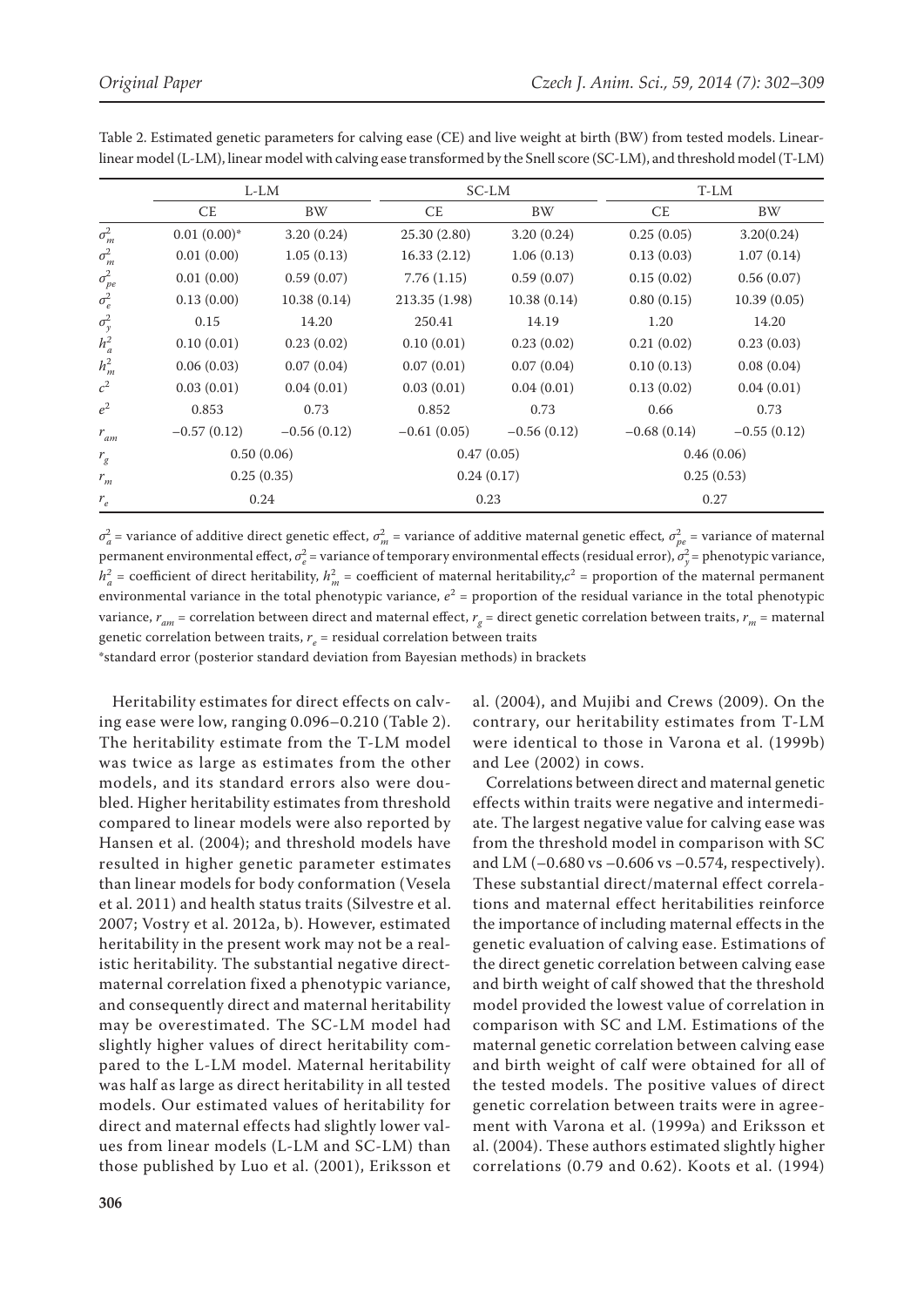Table 2. Estimated genetic parameters for calving ease (CE) and live weight at birth (BW) from tested models. Linear-linear model (L-LM), linear model with calving ease transformed by the Snell score (SC-LM), and threshold model (T-LM)

| | L-LM | | SC-LM | | T-LM | |
|---|---|---|---|---|---|---|
| | CE | BW | CE | BW | CE | BW |
| $\sigma^2_m$ | 0.01 (0.00)* | 3.20 (0.24) | 25.30 (2.80) | 3.20 (0.24) | 0.25 (0.05) | 3.20(0.24) |
| $\sigma^2_m$ | 0.01 (0.00) | 1.05 (0.13) | 16.33 (2.12) | 1.06 (0.13) | 0.13 (0.03) | 1.07 (0.14) |
| $\sigma^2_{pe}$ | 0.01 (0.00) | 0.59 (0.07) | 7.76 (1.15) | 0.59 (0.07) | 0.15 (0.02) | 0.56 (0.07) |
| $\sigma^2_e$ | 0.13 (0.00) | 10.38 (0.14) | 213.35 (1.98) | 10.38 (0.14) | 0.80 (0.15) | 10.39 (0.05) |
| $\sigma^2_y$ | 0.15 | 14.20 | 250.41 | 14.19 | 1.20 | 14.20 |
| $h^2_a$ | 0.10 (0.01) | 0.23 (0.02) | 0.10 (0.01) | 0.23 (0.02) | 0.21 (0.02) | 0.23 (0.03) |
| $h^2_m$ | 0.06 (0.03) | 0.07 (0.04) | 0.07 (0.01) | 0.07 (0.04) | 0.10 (0.13) | 0.08 (0.04) |
| $c^2$ | 0.03 (0.01) | 0.04 (0.01) | 0.03 (0.01) | 0.04 (0.01) | 0.13 (0.02) | 0.04 (0.01) |
| $e^2$ | 0.853 | 0.73 | 0.852 | 0.73 | 0.66 | 0.73 |
| $r_{am}$ | −0.57 (0.12) | −0.56 (0.12) | −0.61 (0.05) | −0.56 (0.12) | −0.68 (0.14) | −0.55 (0.12) |
| $r_g$ | 0.50 (0.06) | | 0.47 (0.05) | | 0.46 (0.06) | |
| $r_m$ | 0.25 (0.35) | | 0.24 (0.17) | | 0.25 (0.53) | |
| $r_e$ | 0.24 | | 0.23 | | 0.27 | |

$\sigma^2_a$ = variance of additive direct genetic effect, $\sigma^2_m$ = variance of additive maternal genetic effect, $\sigma^2_{pe}$ = variance of maternal permanent environmental effect, $\sigma^2_e$ = variance of temporary environmental effects (residual error), $\sigma^2_y$ = phenotypic variance, $h^2_a$ = coefficient of direct heritability, $h^2_m$ = coefficient of maternal heritability, $c^2$ = proportion of the maternal permanent environmental variance in the total phenotypic variance, $e^2$ = proportion of the residual variance in the total phenotypic variance, $r_{am}$ = correlation between direct and maternal effect, $r_g$ = direct genetic correlation between traits, $r_m$ = maternal genetic correlation between traits, $r_e$ = residual correlation between traits

*standard error (posterior standard deviation from Bayesian methods) in brackets

Heritability estimates for direct effects on calving ease were low, ranging 0.096–0.210 (Table 2). The heritability estimate from the T-LM model was twice as large as estimates from the other models, and its standard errors also were doubled. Higher heritability estimates from threshold compared to linear models were also reported by Hansen et al. (2004); and threshold models have resulted in higher genetic parameter estimates than linear models for body conformation (Vesela et al. 2011) and health status traits (Silvestre et al. 2007; Vostry et al. 2012a, b). However, estimated heritability in the present work may not be a realistic heritability. The substantial negative direct-maternal correlation fixed a phenotypic variance, and consequently direct and maternal heritability may be overestimated. The SC-LM model had slightly higher values of direct heritability compared to the L-LM model. Maternal heritability was half as large as direct heritability in all tested models. Our estimated values of heritability for direct and maternal effects had slightly lower values from linear models (L-LM and SC-LM) than those published by Luo et al. (2001), Eriksson et al. (2004), and Mujibi and Crews (2009). On the contrary, our heritability estimates from T-LM were identical to those in Varona et al. (1999b) and Lee (2002) in cows.

Correlations between direct and maternal genetic effects within traits were negative and intermediate. The largest negative value for calving ease was from the threshold model in comparison with SC and LM (−0.680 vs −0.606 vs −0.574, respectively). These substantial direct/maternal effect correlations and maternal effect heritabilities reinforce the importance of including maternal effects in the genetic evaluation of calving ease. Estimations of the direct genetic correlation between calving ease and birth weight of calf showed that the threshold model provided the lowest value of correlation in comparison with SC and LM. Estimations of the maternal genetic correlation between calving ease and birth weight of calf were obtained for all of the tested models. The positive values of direct genetic correlation between traits were in agreement with Varona et al. (1999a) and Eriksson et al. (2004). These authors estimated slightly higher correlations (0.79 and 0.62). Koots et al. (1994)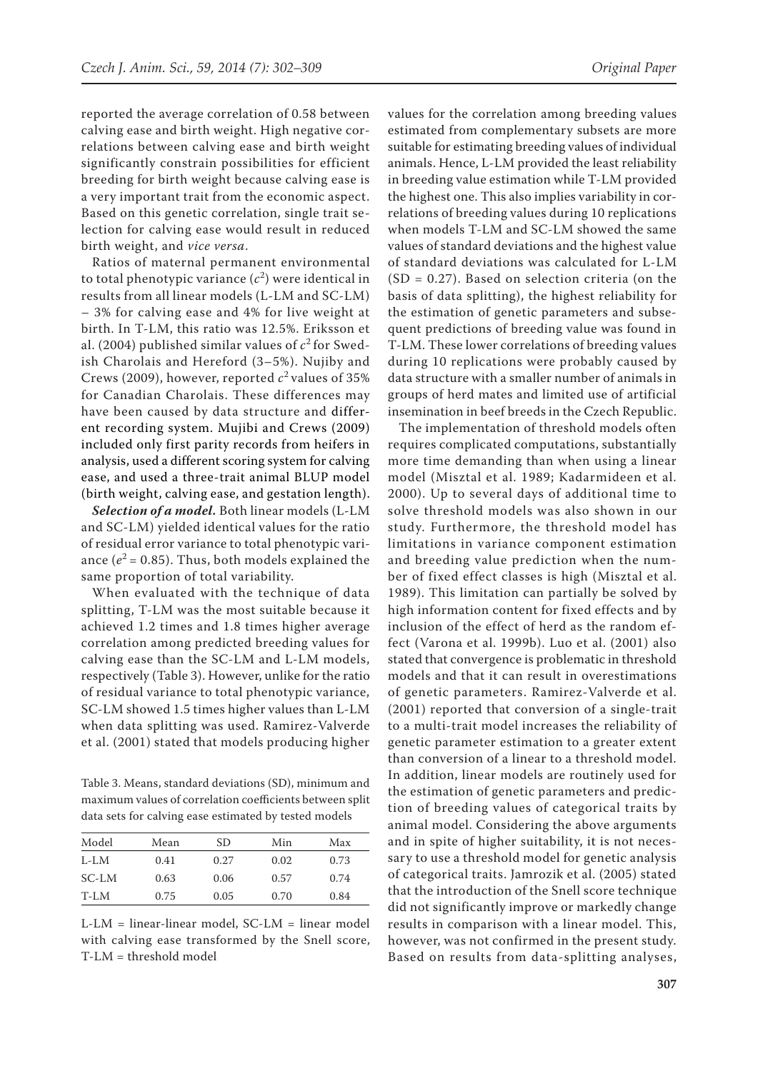reported the average correlation of 0.58 between calving ease and birth weight. High negative correlations between calving ease and birth weight significantly constrain possibilities for efficient breeding for birth weight because calving ease is a very important trait from the economic aspect. Based on this genetic correlation, single trait selection for calving ease would result in reduced birth weight, and *vice versa*.

Ratios of maternal permanent environmental to total phenotypic variance ($c^2$) were identical in results from all linear models (L-LM and SC-LM) – 3% for calving ease and 4% for live weight at birth. In T-LM, this ratio was 12.5%. Eriksson et al. (2004) published similar values of $c^2$ for Swedish Charolais and Hereford (3–5%). Nujiby and Crews (2009), however, reported $c^2$ values of 35% for Canadian Charolais. These differences may have been caused by data structure and different recording system. Mujibi and Crews (2009) included only first parity records from heifers in analysis, used a different scoring system for calving ease, and used a three-trait animal BLUP model (birth weight, calving ease, and gestation length).

***Selection of a model.*** Both linear models (L-LM and SC-LM) yielded identical values for the ratio of residual error variance to total phenotypic variance ($e^2 = 0.85$). Thus, both models explained the same proportion of total variability.

When evaluated with the technique of data splitting, T-LM was the most suitable because it achieved 1.2 times and 1.8 times higher average correlation among predicted breeding values for calving ease than the SC-LM and L-LM models, respectively (Table 3). However, unlike for the ratio of residual variance to total phenotypic variance, SC-LM showed 1.5 times higher values than L-LM when data splitting was used. Ramirez-Valverde et al. (2001) stated that models producing higher values for the correlation among breeding values estimated from complementary subsets are more suitable for estimating breeding values of individual animals. Hence, L-LM provided the least reliability in breeding value estimation while T-LM provided the highest one. This also implies variability in correlations of breeding values during 10 replications when models T-LM and SC-LM showed the same values of standard deviations and the highest value of standard deviations was calculated for L-LM (SD = 0.27). Based on selection criteria (on the basis of data splitting), the highest reliability for the estimation of genetic parameters and subsequent predictions of breeding value was found in T-LM. These lower correlations of breeding values during 10 replications were probably caused by data structure with a smaller number of animals in groups of herd mates and limited use of artificial insemination in beef breeds in the Czech Republic.

Table 3. Means, standard deviations (SD), minimum and maximum values of correlation coefficients between split data sets for calving ease estimated by tested models

| Model | Mean | SD | Min | Max |
|---|---|---|---|---|
| L-LM | 0.41 | 0.27 | 0.02 | 0.73 |
| SC-LM | 0.63 | 0.06 | 0.57 | 0.74 |
| T-LM | 0.75 | 0.05 | 0.70 | 0.84 |

L-LM = linear-linear model, SC-LM = linear model with calving ease transformed by the Snell score, T-LM = threshold model

The implementation of threshold models often requires complicated computations, substantially more time demanding than when using a linear model (Misztal et al. 1989; Kadarmideen et al. 2000). Up to several days of additional time to solve threshold models was also shown in our study. Furthermore, the threshold model has limitations in variance component estimation and breeding value prediction when the number of fixed effect classes is high (Misztal et al. 1989). This limitation can partially be solved by high information content for fixed effects and by inclusion of the effect of herd as the random effect (Varona et al. 1999b). Luo et al. (2001) also stated that convergence is problematic in threshold models and that it can result in overestimations of genetic parameters. Ramirez-Valverde et al. (2001) reported that conversion of a single-trait to a multi-trait model increases the reliability of genetic parameter estimation to a greater extent than conversion of a linear to a threshold model. In addition, linear models are routinely used for the estimation of genetic parameters and prediction of breeding values of categorical traits by animal model. Considering the above arguments and in spite of higher suitability, it is not necessary to use a threshold model for genetic analysis of categorical traits. Jamrozik et al. (2005) stated that the introduction of the Snell score technique did not significantly improve or markedly change results in comparison with a linear model. This, however, was not confirmed in the present study. Based on results from data-splitting analyses,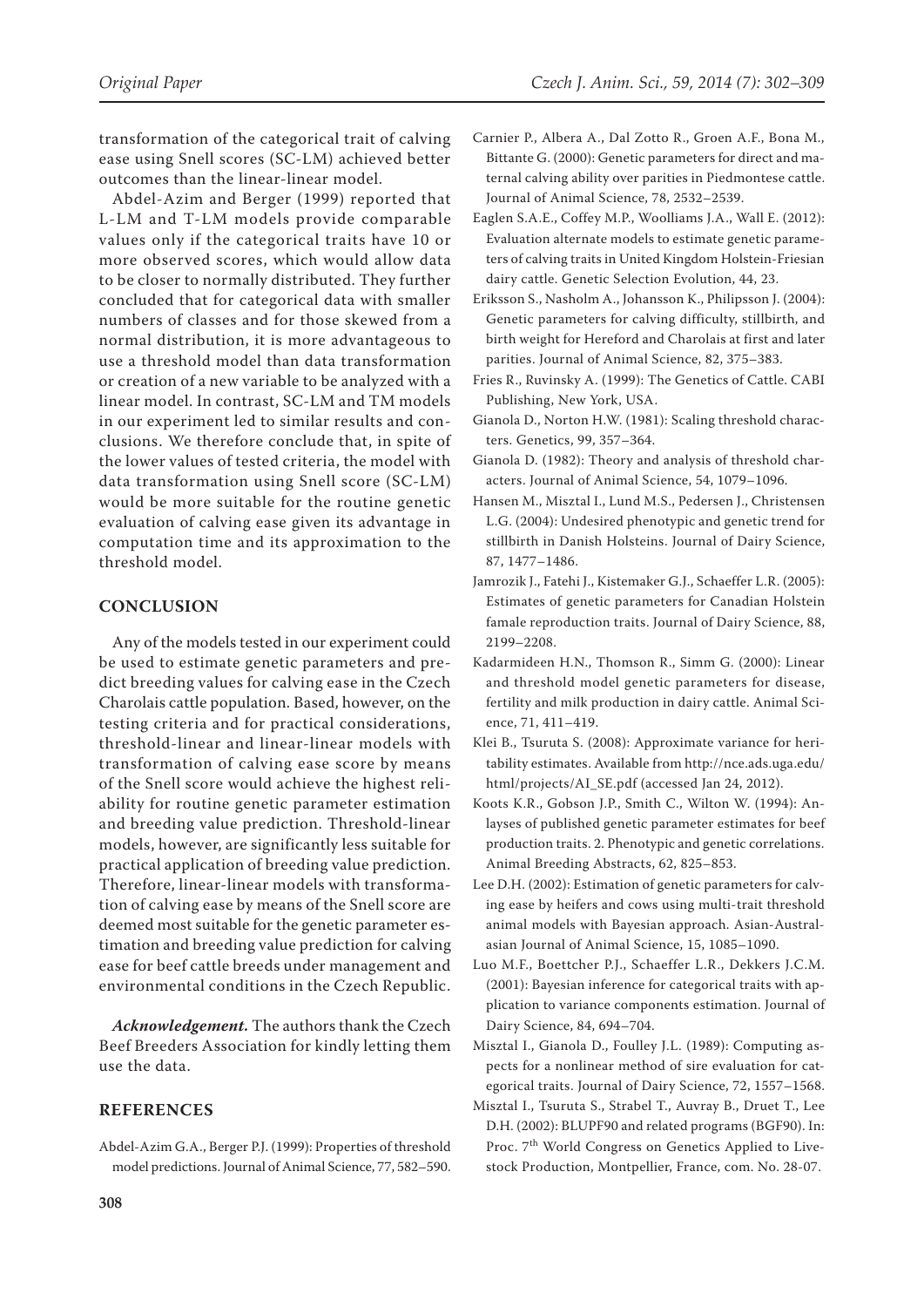transformation of the categorical trait of calving ease using Snell scores (SC-LM) achieved better outcomes than the linear-linear model.

Abdel-Azim and Berger (1999) reported that L-LM and T-LM models provide comparable values only if the categorical traits have 10 or more observed scores, which would allow data to be closer to normally distributed. They further concluded that for categorical data with smaller numbers of classes and for those skewed from a normal distribution, it is more advantageous to use a threshold model than data transformation or creation of a new variable to be analyzed with a linear model. In contrast, SC-LM and TM models in our experiment led to similar results and conclusions. We therefore conclude that, in spite of the lower values of tested criteria, the model with data transformation using Snell score (SC-LM) would be more suitable for the routine genetic evaluation of calving ease given its advantage in computation time and its approximation to the threshold model.

## CONCLUSION

Any of the models tested in our experiment could be used to estimate genetic parameters and predict breeding values for calving ease in the Czech Charolais cattle population. Based, however, on the testing criteria and for practical considerations, threshold-linear and linear-linear models with transformation of calving ease score by means of the Snell score would achieve the highest reliability for routine genetic parameter estimation and breeding value prediction. Threshold-linear models, however, are significantly less suitable for practical application of breeding value prediction. Therefore, linear-linear models with transformation of calving ease by means of the Snell score are deemed most suitable for the genetic parameter estimation and breeding value prediction for calving ease for beef cattle breeds under management and environmental conditions in the Czech Republic.

***Acknowledgement.*** The authors thank the Czech Beef Breeders Association for kindly letting them use the data.

## REFERENCES

Abdel-Azim G.A., Berger P.J. (1999): Properties of threshold model predictions. Journal of Animal Science, 77, 582–590.

Carnier P., Albera A., Dal Zotto R., Groen A.F., Bona M., Bittante G. (2000): Genetic parameters for direct and maternal calving ability over parities in Piedmontese cattle. Journal of Animal Science, 78, 2532–2539.

Eaglen S.A.E., Coffey M.P., Woolliams J.A., Wall E. (2012): Evaluation alternate models to estimate genetic parameters of calving traits in United Kingdom Holstein-Friesian dairy cattle. Genetic Selection Evolution, 44, 23.

Eriksson S., Nasholm A., Johansson K., Philipsson J. (2004): Genetic parameters for calving difficulty, stillbirth, and birth weight for Hereford and Charolais at first and later parities. Journal of Animal Science, 82, 375–383.

Fries R., Ruvinsky A. (1999): The Genetics of Cattle. CABI Publishing, New York, USA.

Gianola D., Norton H.W. (1981): Scaling threshold characters. Genetics, 99, 357–364.

Gianola D. (1982): Theory and analysis of threshold characters. Journal of Animal Science, 54, 1079–1096.

Hansen M., Misztal I., Lund M.S., Pedersen J., Christensen L.G. (2004): Undesired phenotypic and genetic trend for stillbirth in Danish Holsteins. Journal of Dairy Science, 87, 1477–1486.

Jamrozik J., Fatehi J., Kistemaker G.J., Schaeffer L.R. (2005): Estimates of genetic parameters for Canadian Holstein famale reproduction traits. Journal of Dairy Science, 88, 2199–2208.

Kadarmideen H.N., Thomson R., Simm G. (2000): Linear and threshold model genetic parameters for disease, fertility and milk production in dairy cattle. Animal Science, 71, 411–419.

Klei B., Tsuruta S. (2008): Approximate variance for heritability estimates. Available from http://nce.ads.uga.edu/html/projects/AI_SE.pdf (accessed Jan 24, 2012).

Koots K.R., Gobson J.P., Smith C., Wilton W. (1994): Anlayses of published genetic parameter estimates for beef production traits. 2. Phenotypic and genetic correlations. Animal Breeding Abstracts, 62, 825–853.

Lee D.H. (2002): Estimation of genetic parameters for calving ease by heifers and cows using multi-trait threshold animal models with Bayesian approach. Asian-Australasian Journal of Animal Science, 15, 1085–1090.

Luo M.F., Boettcher P.J., Schaeffer L.R., Dekkers J.C.M. (2001): Bayesian inference for categorical traits with application to variance components estimation. Journal of Dairy Science, 84, 694–704.

Misztal I., Gianola D., Foulley J.L. (1989): Computing aspects for a nonlinear method of sire evaluation for categorical traits. Journal of Dairy Science, 72, 1557–1568.

Misztal I., Tsuruta S., Strabel T., Auvray B., Druet T., Lee D.H. (2002): BLUPF90 and related programs (BGF90). In: Proc. 7th World Congress on Genetics Applied to Livestock Production, Montpellier, France, com. No. 28-07.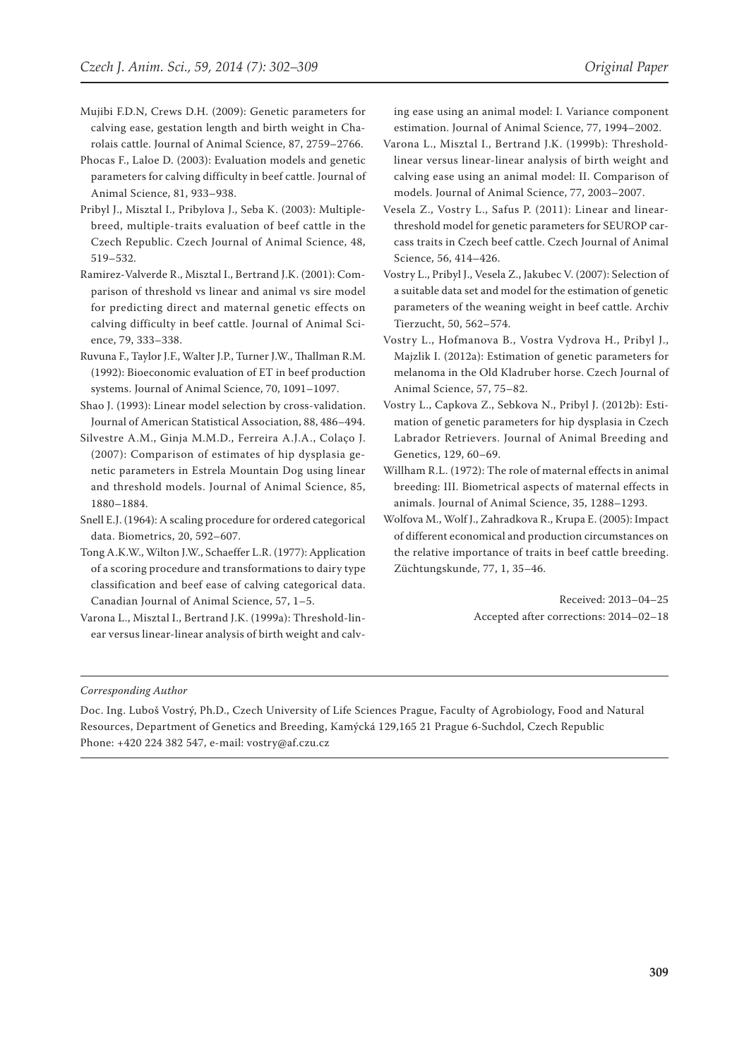Mujibi F.D.N, Crews D.H. (2009): Genetic parameters for calving ease, gestation length and birth weight in Charolais cattle. Journal of Animal Science, 87, 2759–2766.

Phocas F., Laloe D. (2003): Evaluation models and genetic parameters for calving difficulty in beef cattle. Journal of Animal Science, 81, 933–938.

Pribyl J., Misztal I., Pribylova J., Seba K. (2003): Multiple-breed, multiple-traits evaluation of beef cattle in the Czech Republic. Czech Journal of Animal Science, 48, 519–532.

Ramirez-Valverde R., Misztal I., Bertrand J.K. (2001): Comparison of threshold vs linear and animal vs sire model for predicting direct and maternal genetic effects on calving difficulty in beef cattle. Journal of Animal Science, 79, 333–338.

Ruvuna F., Taylor J.F., Walter J.P., Turner J.W., Thallman R.M. (1992): Bioeconomic evaluation of ET in beef production systems. Journal of Animal Science, 70, 1091–1097.

Shao J. (1993): Linear model selection by cross-validation. Journal of American Statistical Association, 88, 486–494.

Silvestre A.M., Ginja M.M.D., Ferreira A.J.A., Colaço J. (2007): Comparison of estimates of hip dysplasia genetic parameters in Estrela Mountain Dog using linear and threshold models. Journal of Animal Science, 85, 1880–1884.

Snell E.J. (1964): A scaling procedure for ordered categorical data. Biometrics, 20, 592–607.

Tong A.K.W., Wilton J.W., Schaeffer L.R. (1977): Application of a scoring procedure and transformations to dairy type classification and beef ease of calving categorical data. Canadian Journal of Animal Science, 57, 1–5.

Varona L., Misztal I., Bertrand J.K. (1999a): Threshold-linear versus linear-linear analysis of birth weight and calving ease using an animal model: I. Variance component estimation. Journal of Animal Science, 77, 1994–2002.

Varona L., Misztal I., Bertrand J.K. (1999b): Threshold-linear versus linear-linear analysis of birth weight and calving ease using an animal model: II. Comparison of models. Journal of Animal Science, 77, 2003–2007.

Vesela Z., Vostry L., Safus P. (2011): Linear and linear-threshold model for genetic parameters for SEUROP carcass traits in Czech beef cattle. Czech Journal of Animal Science, 56, 414–426.

Vostry L., Pribyl J., Vesela Z., Jakubec V. (2007): Selection of a suitable data set and model for the estimation of genetic parameters of the weaning weight in beef cattle. Archiv Tierzucht, 50, 562–574.

Vostry L., Hofmanova B., Vostra Vydrova H., Pribyl J., Majzlik I. (2012a): Estimation of genetic parameters for melanoma in the Old Kladruber horse. Czech Journal of Animal Science, 57, 75–82.

Vostry L., Capkova Z., Sebkova N., Pribyl J. (2012b): Estimation of genetic parameters for hip dysplasia in Czech Labrador Retrievers. Journal of Animal Breeding and Genetics, 129, 60–69.

Willham R.L. (1972): The role of maternal effects in animal breeding: III. Biometrical aspects of maternal effects in animals. Journal of Animal Science, 35, 1288–1293.

Wolfova M., Wolf J., Zahradkova R., Krupa E. (2005): Impact of different economical and production circumstances on the relative importance of traits in beef cattle breeding. Züchtungskunde, 77, 1, 35–46.

Received: 2013–04–25
Accepted after corrections: 2014–02–18

*Corresponding Author*

Doc. Ing. Luboš Vostrý, Ph.D., Czech University of Life Sciences Prague, Faculty of Agrobiology, Food and Natural Resources, Department of Genetics and Breeding, Kamýcká 129,165 21 Prague 6-Suchdol, Czech Republic
Phone: +420 224 382 547, e-mail: vostry@af.czu.cz